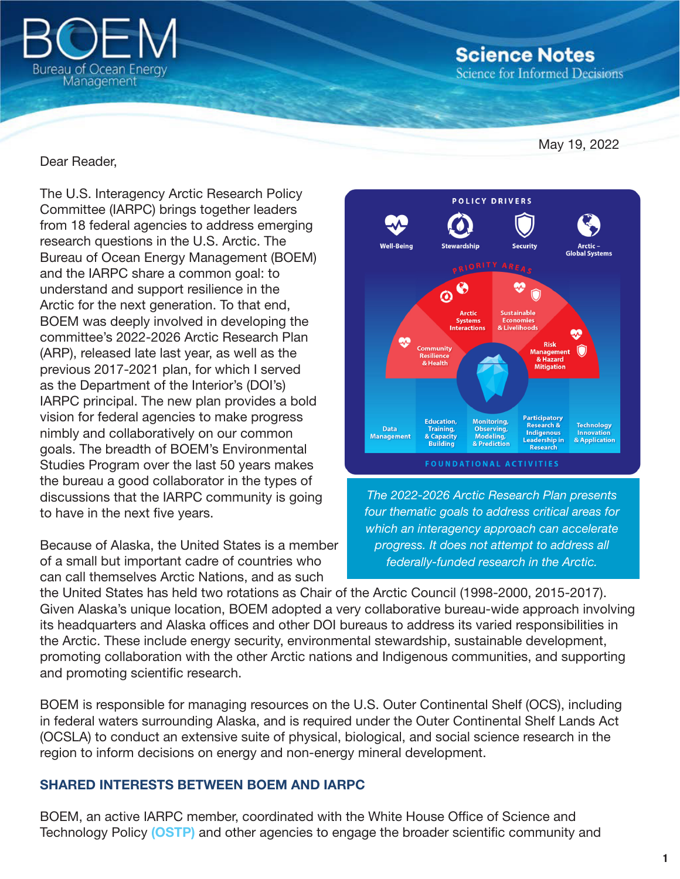# Science Notes

Science for Informed Decisions

May 19, 2022

Dear Reader,

The U.S. Interagency Arctic Research Policy Committee (IARPC) brings together leaders from 18 federal agencies to address emerging research questions in the U.S. Arctic. The Bureau of Ocean Energy Management (BOEM) and the IARPC share a common goal: to understand and support resilience in the Arctic for the next generation. To that end, BOEM was deeply involved in developing the committee's 2022-2026 Arctic Research Plan (ARP), released late last year, as well as the previous 2017-2021 plan, for which I served as the Department of the Interior's (DOI's) IARPC principal. The new plan provides a bold vision for federal agencies to make progress nimbly and collaboratively on our common goals. The breadth of BOEM's Environmental Studies Program over the last 50 years makes the bureau a good collaborator in the types of discussions that the IARPC community is going to have in the next five years.

POLICY DRIVERS: Well-Being, Stewardship, Security, Arctic – Global Systems

PRIORITY AREAS: Community Resilience & Health, Arctic Systems Interactions, Sustainable Economies & Livelihoods, Risk Management & Hazard Mitigation

FOUNDATIONAL ACTIVITIES: Data Management, Education, Training, & Capacity Building, Monitoring, Observing, Modeling, & Prediction, Participatory Research & Indigenous Leadership in Research, Technology Innovation & Application

*The 2022-2026 Arctic Research Plan presents four thematic goals to address critical areas for which an interagency approach can accelerate progress. It does not attempt to address all federally-funded research in the Arctic.*

Because of Alaska, the United States is a member of a small but important cadre of countries who can call themselves Arctic Nations, and as such the United States has held two rotations as Chair of the Arctic Council (1998-2000, 2015-2017). Given Alaska's unique location, BOEM adopted a very collaborative bureau-wide approach involving its headquarters and Alaska offices and other DOI bureaus to address its varied responsibilities in the Arctic. These include energy security, environmental stewardship, sustainable development, promoting collaboration with the other Arctic nations and Indigenous communities, and supporting and promoting scientific research.

BOEM is responsible for managing resources on the U.S. Outer Continental Shelf (OCS), including in federal waters surrounding Alaska, and is required under the Outer Continental Shelf Lands Act (OCSLA) to conduct an extensive suite of physical, biological, and social science research in the region to inform decisions on energy and non-energy mineral development.

## SHARED INTERESTS BETWEEN BOEM AND IARPC

BOEM, an active IARPC member, coordinated with the White House Office of Science and Technology Policy (OSTP) and other agencies to engage the broader scientific community and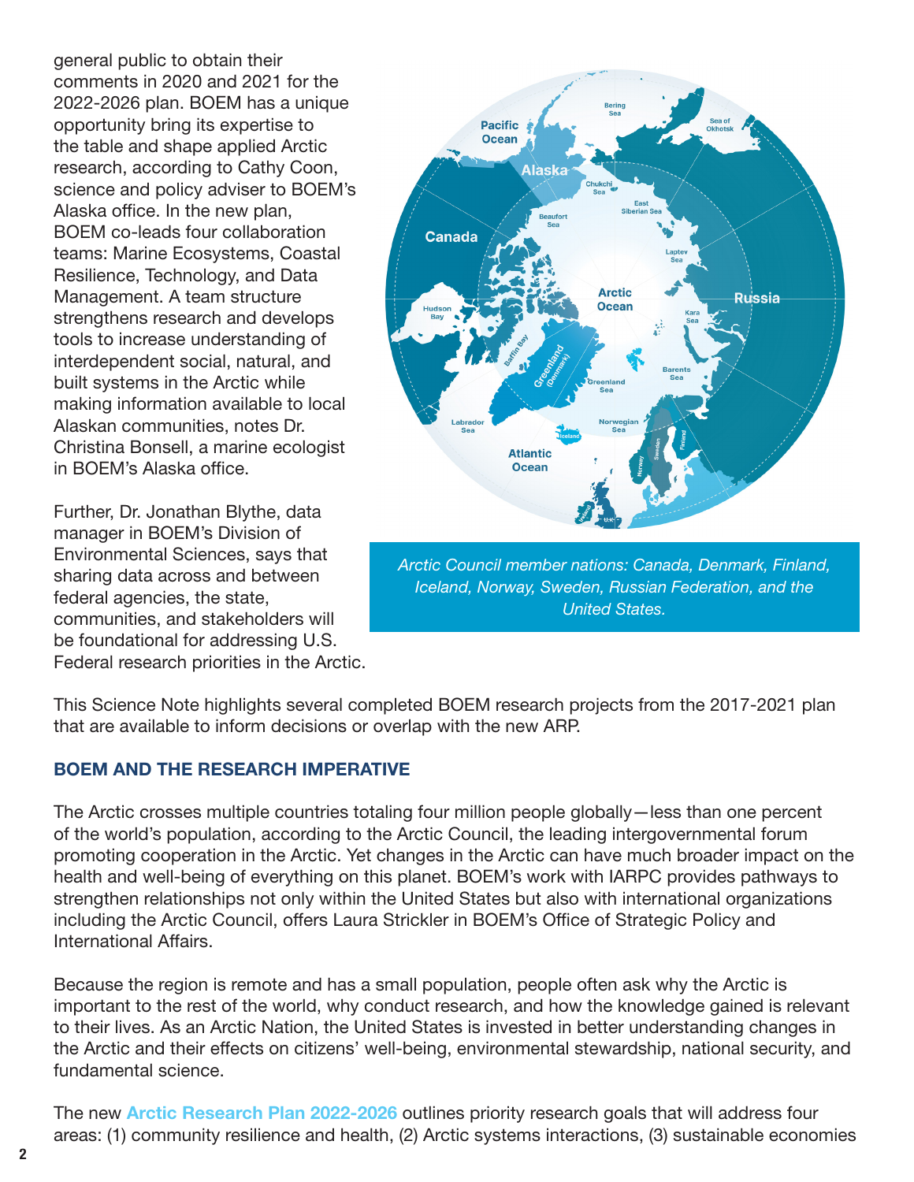general public to obtain their comments in 2020 and 2021 for the 2022-2026 plan. BOEM has a unique opportunity bring its expertise to the table and shape applied Arctic research, according to Cathy Coon, science and policy adviser to BOEM's Alaska office. In the new plan, BOEM co-leads four collaboration teams: Marine Ecosystems, Coastal Resilience, Technology, and Data Management. A team structure strengthens research and develops tools to increase understanding of interdependent social, natural, and built systems in the Arctic while making information available to local Alaskan communities, notes Dr. Christina Bonsell, a marine ecologist in BOEM's Alaska office.

Further, Dr. Jonathan Blythe, data manager in BOEM's Division of Environmental Sciences, says that sharing data across and between federal agencies, the state, communities, and stakeholders will be foundational for addressing U.S. Federal research priorities in the Arctic.

*Arctic Council member nations: Canada, Denmark, Finland, Iceland, Norway, Sweden, Russian Federation, and the United States.*

This Science Note highlights several completed BOEM research projects from the 2017-2021 plan that are available to inform decisions or overlap with the new ARP.

## BOEM AND THE RESEARCH IMPERATIVE

The Arctic crosses multiple countries totaling four million people globally—less than one percent of the world's population, according to the Arctic Council, the leading intergovernmental forum promoting cooperation in the Arctic. Yet changes in the Arctic can have much broader impact on the health and well-being of everything on this planet. BOEM's work with IARPC provides pathways to strengthen relationships not only within the United States but also with international organizations including the Arctic Council, offers Laura Strickler in BOEM's Office of Strategic Policy and International Affairs.

Because the region is remote and has a small population, people often ask why the Arctic is important to the rest of the world, why conduct research, and how the knowledge gained is relevant to their lives. As an Arctic Nation, the United States is invested in better understanding changes in the Arctic and their effects on citizens' well-being, environmental stewardship, national security, and fundamental science.

The new **Arctic Research Plan 2022-2026** outlines priority research goals that will address four areas: (1) community resilience and health, (2) Arctic systems interactions, (3) sustainable economies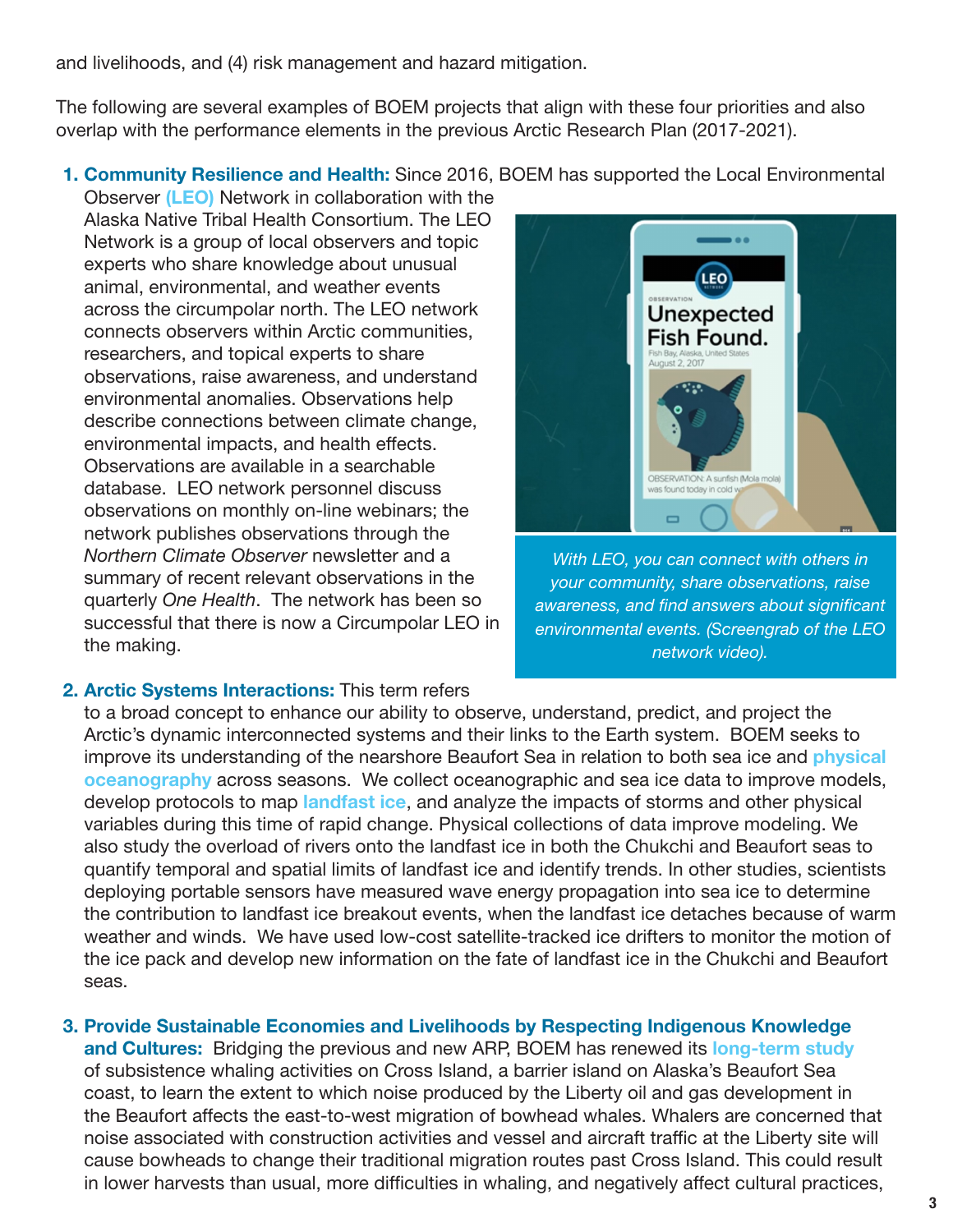and livelihoods, and (4) risk management and hazard mitigation.

The following are several examples of BOEM projects that align with these four priorities and also overlap with the performance elements in the previous Arctic Research Plan (2017-2021).

1. **Community Resilience and Health:** Since 2016, BOEM has supported the Local Environmental Observer **(LEO)** Network in collaboration with the Alaska Native Tribal Health Consortium. The LEO Network is a group of local observers and topic experts who share knowledge about unusual animal, environmental, and weather events across the circumpolar north. The LEO network connects observers within Arctic communities, researchers, and topical experts to share observations, raise awareness, and understand environmental anomalies. Observations help describe connections between climate change, environmental impacts, and health effects. Observations are available in a searchable database. LEO network personnel discuss observations on monthly on-line webinars; the network publishes observations through the *Northern Climate Observer* newsletter and a summary of recent relevant observations in the quarterly *One Health*. The network has been so successful that there is now a Circumpolar LEO in the making.

   *With LEO, you can connect with others in your community, share observations, raise awareness, and find answers about significant environmental events. (Screengrab of the LEO network video).*

2. **Arctic Systems Interactions:** This term refers to a broad concept to enhance our ability to observe, understand, predict, and project the Arctic's dynamic interconnected systems and their links to the Earth system. BOEM seeks to improve its understanding of the nearshore Beaufort Sea in relation to both sea ice and **physical oceanography** across seasons. We collect oceanographic and sea ice data to improve models, develop protocols to map **landfast ice**, and analyze the impacts of storms and other physical variables during this time of rapid change. Physical collections of data improve modeling. We also study the overload of rivers onto the landfast ice in both the Chukchi and Beaufort seas to quantify temporal and spatial limits of landfast ice and identify trends. In other studies, scientists deploying portable sensors have measured wave energy propagation into sea ice to determine the contribution to landfast ice breakout events, when the landfast ice detaches because of warm weather and winds. We have used low-cost satellite-tracked ice drifters to monitor the motion of the ice pack and develop new information on the fate of landfast ice in the Chukchi and Beaufort seas.

3. **Provide Sustainable Economies and Livelihoods by Respecting Indigenous Knowledge and Cultures:** Bridging the previous and new ARP, BOEM has renewed its **long-term study** of subsistence whaling activities on Cross Island, a barrier island on Alaska's Beaufort Sea coast, to learn the extent to which noise produced by the Liberty oil and gas development in the Beaufort affects the east-to-west migration of bowhead whales. Whalers are concerned that noise associated with construction activities and vessel and aircraft traffic at the Liberty site will cause bowheads to change their traditional migration routes past Cross Island. This could result in lower harvests than usual, more difficulties in whaling, and negatively affect cultural practices,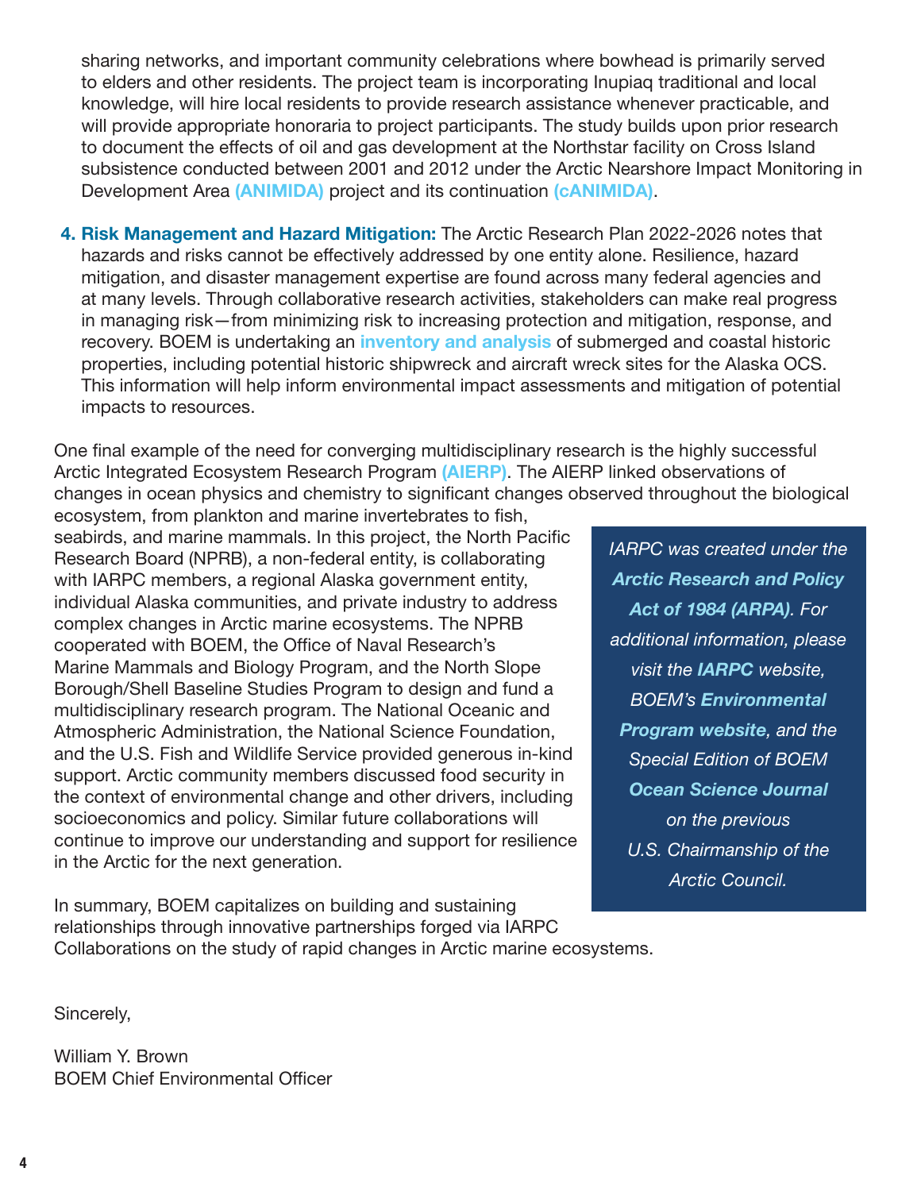sharing networks, and important community celebrations where bowhead is primarily served to elders and other residents. The project team is incorporating Inupiaq traditional and local knowledge, will hire local residents to provide research assistance whenever practicable, and will provide appropriate honoraria to project participants. The study builds upon prior research to document the effects of oil and gas development at the Northstar facility on Cross Island subsistence conducted between 2001 and 2012 under the Arctic Nearshore Impact Monitoring in Development Area **(ANIMIDA)** project and its continuation **(cANIMIDA)**.

4. **Risk Management and Hazard Mitigation:** The Arctic Research Plan 2022-2026 notes that hazards and risks cannot be effectively addressed by one entity alone. Resilience, hazard mitigation, and disaster management expertise are found across many federal agencies and at many levels. Through collaborative research activities, stakeholders can make real progress in managing risk—from minimizing risk to increasing protection and mitigation, response, and recovery. BOEM is undertaking an **inventory and analysis** of submerged and coastal historic properties, including potential historic shipwreck and aircraft wreck sites for the Alaska OCS. This information will help inform environmental impact assessments and mitigation of potential impacts to resources.

One final example of the need for converging multidisciplinary research is the highly successful Arctic Integrated Ecosystem Research Program **(AIERP)**. The AIERP linked observations of changes in ocean physics and chemistry to significant changes observed throughout the biological ecosystem, from plankton and marine invertebrates to fish, seabirds, and marine mammals. In this project, the North Pacific Research Board (NPRB), a non-federal entity, is collaborating with IARPC members, a regional Alaska government entity, individual Alaska communities, and private industry to address complex changes in Arctic marine ecosystems. The NPRB cooperated with BOEM, the Office of Naval Research's Marine Mammals and Biology Program, and the North Slope Borough/Shell Baseline Studies Program to design and fund a multidisciplinary research program. The National Oceanic and Atmospheric Administration, the National Science Foundation, and the U.S. Fish and Wildlife Service provided generous in-kind support. Arctic community members discussed food security in the context of environmental change and other drivers, including socioeconomics and policy. Similar future collaborations will continue to improve our understanding and support for resilience in the Arctic for the next generation.

*IARPC was created under the **Arctic Research and Policy Act of 1984 (ARPA)**. For additional information, please visit the **IARPC** website, BOEM's **Environmental Program website**, and the Special Edition of BOEM **Ocean Science Journal** on the previous U.S. Chairmanship of the Arctic Council.*

In summary, BOEM capitalizes on building and sustaining relationships through innovative partnerships forged via IARPC Collaborations on the study of rapid changes in Arctic marine ecosystems.

Sincerely,

William Y. Brown
BOEM Chief Environmental Officer